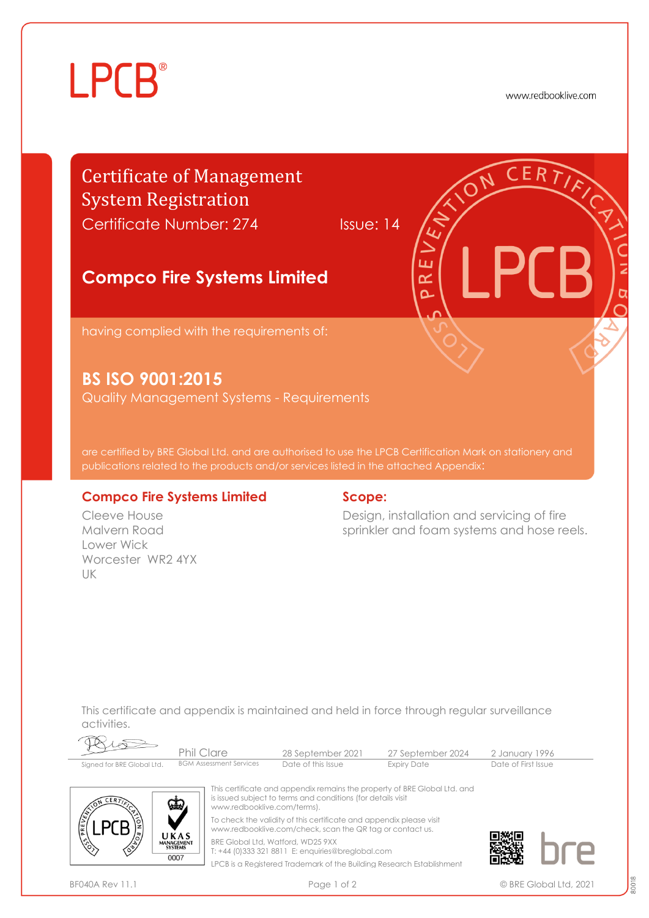LPCB®

www.redbooklive.com

# Certificate of Management System Registration

Certificate Number: 274 Issue: 14

## Compco Fire Systems Limited

having complied with the requirements of:

## BS ISO 9001:2015

Quality Management Systems - Requirements

are certified by BRE Global Ltd. and are authorised to use the LPCB Certification Mark on stationery and publications related to the products and/or services listed in the attached Appendix:

### Compco Fire Systems Limited

Cleeve House
Malvern Road
Lower Wick
Worcester WR2 4YX
UK

### Scope:

Design, installation and servicing of fire sprinkler and foam systems and hose reels.

This certificate and appendix is maintained and held in force through regular surveillance activities.

| Signed for BRE Global Ltd. | Phil Clare | 28 September 2021 | 27 September 2024 | 2 January 1996 |
|---|---|---|---|---|
| | BGM Assessment Services | Date of this Issue | Expiry Date | Date of First Issue |

This certificate and appendix remains the property of BRE Global Ltd. and is issued subject to terms and conditions (for details visit www.redbooklive.com/terms).

To check the validity of this certificate and appendix please visit www.redbooklive.com/check, scan the QR tag or contact us.

BRE Global Ltd, Watford, WD25 9XX
T: +44 (0)333 321 8811 E: enquiries@breglobal.com

LPCB is a Registered Trademark of the Building Research Establishment

UKAS MANAGEMENT SYSTEMS 0007

BF040A Rev 11.1

© BRE Global Ltd, 2021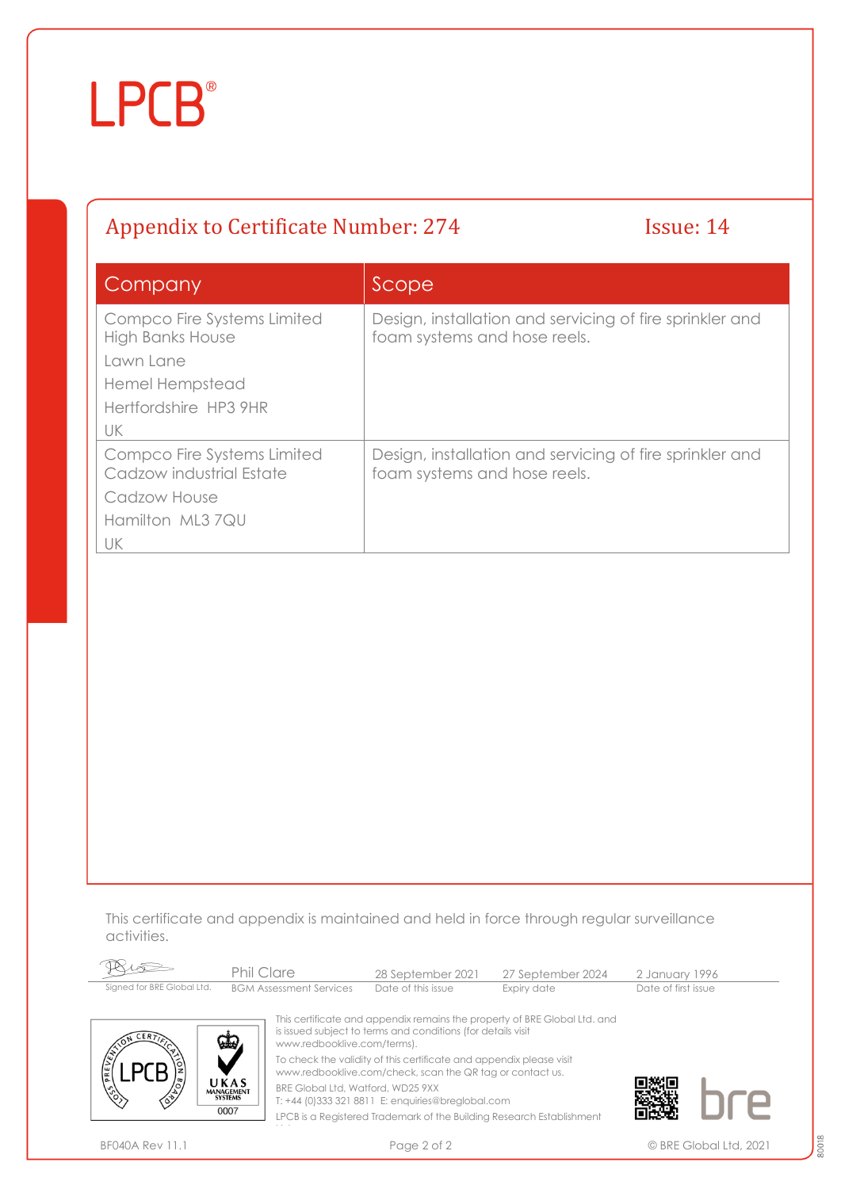LPCB®

## Appendix to Certificate Number: 274

Issue: 14

| Company | Scope |
| --- | --- |
| Compco Fire Systems Limited<br>High Banks House<br>Lawn Lane<br>Hemel Hempstead<br>Hertfordshire HP3 9HR<br>UK | Design, installation and servicing of fire sprinkler and foam systems and hose reels. |
| Compco Fire Systems Limited<br>Cadzow industrial Estate<br>Cadzow House<br>Hamilton ML3 7QU<br>UK | Design, installation and servicing of fire sprinkler and foam systems and hose reels. |

This certificate and appendix is maintained and held in force through regular surveillance activities.

| Signed for BRE Global Ltd. | Phil Clare<br>BGM Assessment Services | 28 September 2021<br>Date of this issue | 27 September 2024<br>Expiry date | 2 January 1996<br>Date of first issue |
| --- | --- | --- | --- | --- |

This certificate and appendix remains the property of BRE Global Ltd. and is issued subject to terms and conditions (for details visit www.redbooklive.com/terms).

To check the validity of this certificate and appendix please visit www.redbooklive.com/check, scan the QR tag or contact us.

BRE Global Ltd, Watford, WD25 9XX
T: +44 (0)333 321 8811 E: enquiries@breglobal.com

LPCB is a Registered Trademark of the Building Research Establishment

LOSS PREVENTION CERTIFICATION BOARD LPCB

UKAS MANAGEMENT SYSTEMS 0007

bre

BF040A Rev 11.1

© BRE Global Ltd, 2021

80018